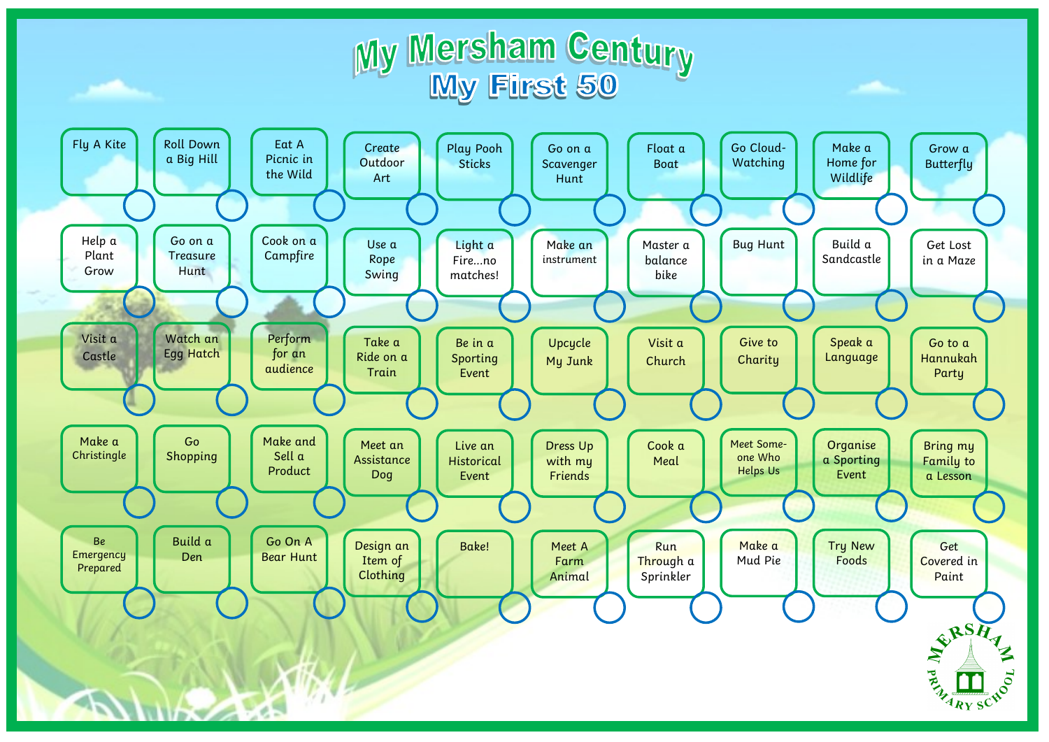# My Mersham Century

## My First 50

| | | | | | | | | | |
|---|---|---|---|---|---|---|---|---|---|
| Fly A Kite | Roll Down a Big Hill | Eat A Picnic in the Wild | Create Outdoor Art | Play Pooh Sticks | Go on a Scavenger Hunt | Float a Boat | Go Cloud-Watching | Make a Home for Wildlife | Grow a Butterfly |
| Help a Plant Grow | Go on a Treasure Hunt | Cook on a Campfire | Use a Rope Swing | Light a Fire…no matches! | Make an instrument | Master a balance bike | Bug Hunt | Build a Sandcastle | Get Lost in a Maze |
| Visit a Castle | Watch an Egg Hatch | Perform for an audience | Take a Ride on a Train | Be in a Sporting Event | Upcycle My Junk | Visit a Church | Give to Charity | Speak a Language | Go to a Hannukah Party |
| Make a Christingle | Go Shopping | Make and Sell a Product | Meet an Assistance Dog | Live an Historical Event | Dress Up with my Friends | Cook a Meal | Meet Some-one Who Helps Us | Organise a Sporting Event | Bring my Family to a Lesson |
| Be Emergency Prepared | Build a Den | Go On A Bear Hunt | Design an Item of Clothing | Bake! | Meet A Farm Animal | Run Through a Sprinkler | Make a Mud Pie | Try New Foods | Get Covered in Paint |

MERSHAM PRIMARY SCHOOL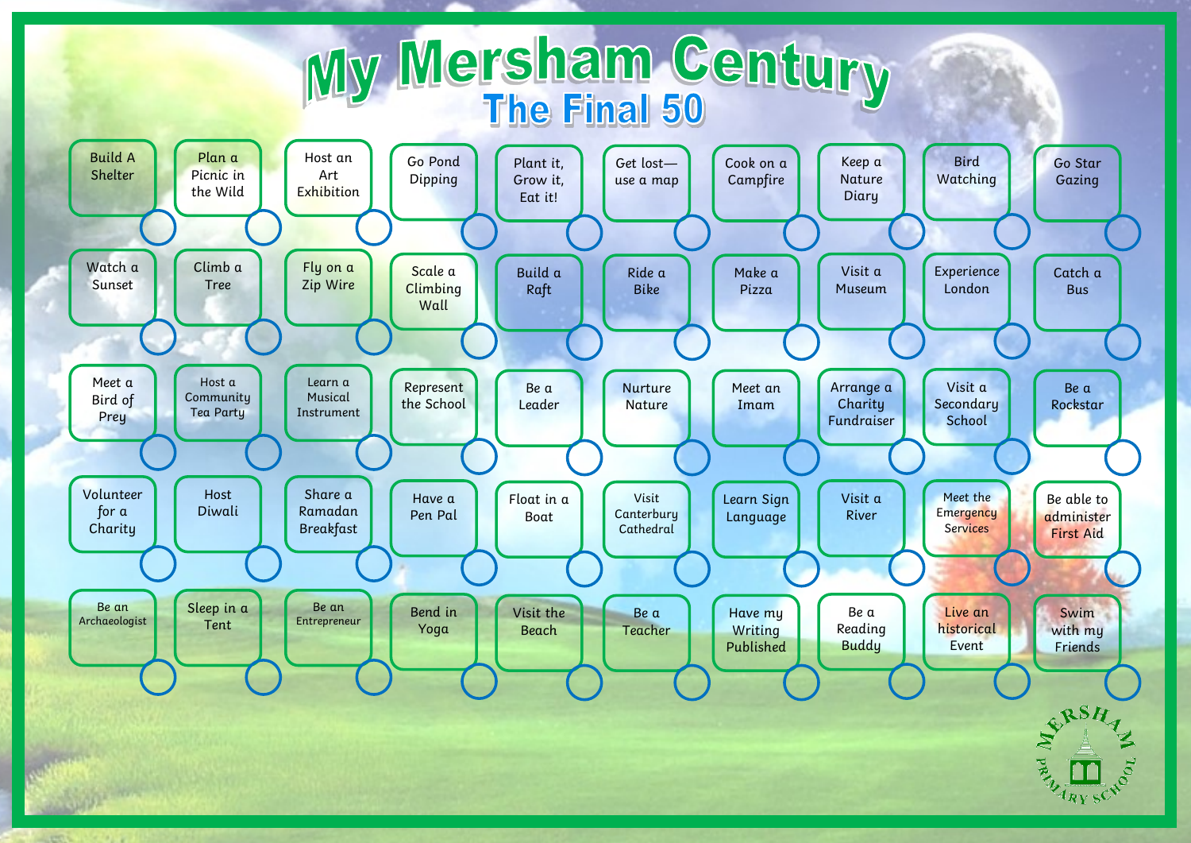# My Mersham Century

## The Final 50

| | | | | | | | | | |
|---|---|---|---|---|---|---|---|---|---|
| Build A Shelter | Plan a Picnic in the Wild | Host an Art Exhibition | Go Pond Dipping | Plant it, Grow it, Eat it! | Get lost—use a map | Cook on a Campfire | Keep a Nature Diary | Bird Watching | Go Star Gazing |
| Watch a Sunset | Climb a Tree | Fly on a Zip Wire | Scale a Climbing Wall | Build a Raft | Ride a Bike | Make a Pizza | Visit a Museum | Experience London | Catch a Bus |
| Meet a Bird of Prey | Host a Community Tea Party | Learn a Musical Instrument | Represent the School | Be a Leader | Nurture Nature | Meet an Imam | Arrange a Charity Fundraiser | Visit a Secondary School | Be a Rockstar |
| Volunteer for a Charity | Host Diwali | Share a Ramadan Breakfast | Have a Pen Pal | Float in a Boat | Visit Canterbury Cathedral | Learn Sign Language | Visit a River | Meet the Emergency Services | Be able to administer First Aid |
| Be an Archaeologist | Sleep in a Tent | Be an Entrepreneur | Bend in Yoga | Visit the Beach | Be a Teacher | Have my Writing Published | Be a Reading Buddy | Live an historical Event | Swim with my Friends |

MERSHAM PRIMARY SCHOOL